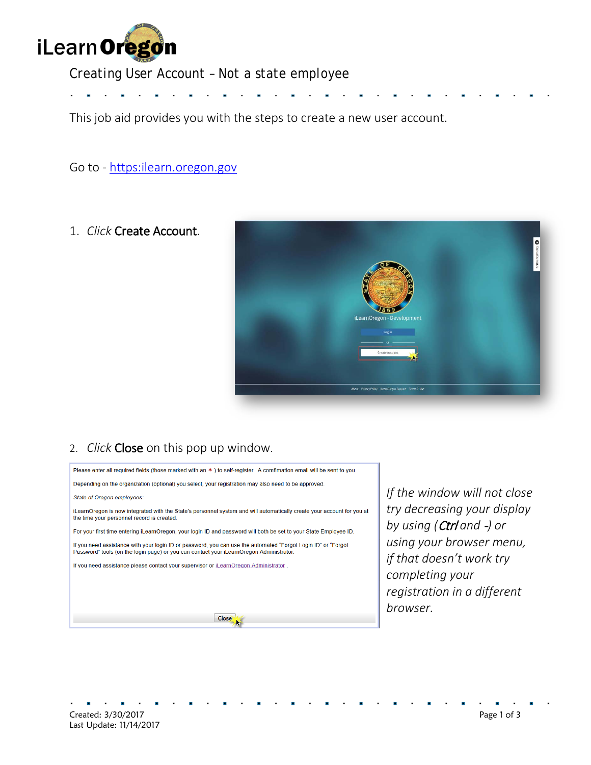# iLearnOregon

## Creating User Account – Not a state employee

This job aid provides you with the steps to create a new user account.

Go to - [https:ilearn.oregon.gov](https:ilearn.oregon.gov)

1. *Click* **Create Account**.

2. *Click* **Close** on this pop up window.

Please enter all required fields (those marked with an * ) to self-register. A confirmation email will be sent to you.

Depending on the organization (optional) you select, your registration may also need to be approved.

*State of Oregon employees:*

iLearnOregon is now integrated with the State's personnel system and will automatically create your account for you at the time your personnel record is created.

For your first time entering iLearnOregon, your login ID and password will both be set to your State Employee ID.

If you need assistance with your login ID or password, you can use the automated "Forgot Login ID" or "Forgot Password" tools (on the login page) or you can contact your iLearnOregon Administrator.

If you need assistance please contact your supervisor or iLearnOregon Administrator .

Close

*If the window will not close try decreasing your display by using (**Ctrl** and **-**) or using your browser menu, if that doesn't work try completing your registration in a different browser.*

Created: 3/30/2017
Last Update: 11/14/2017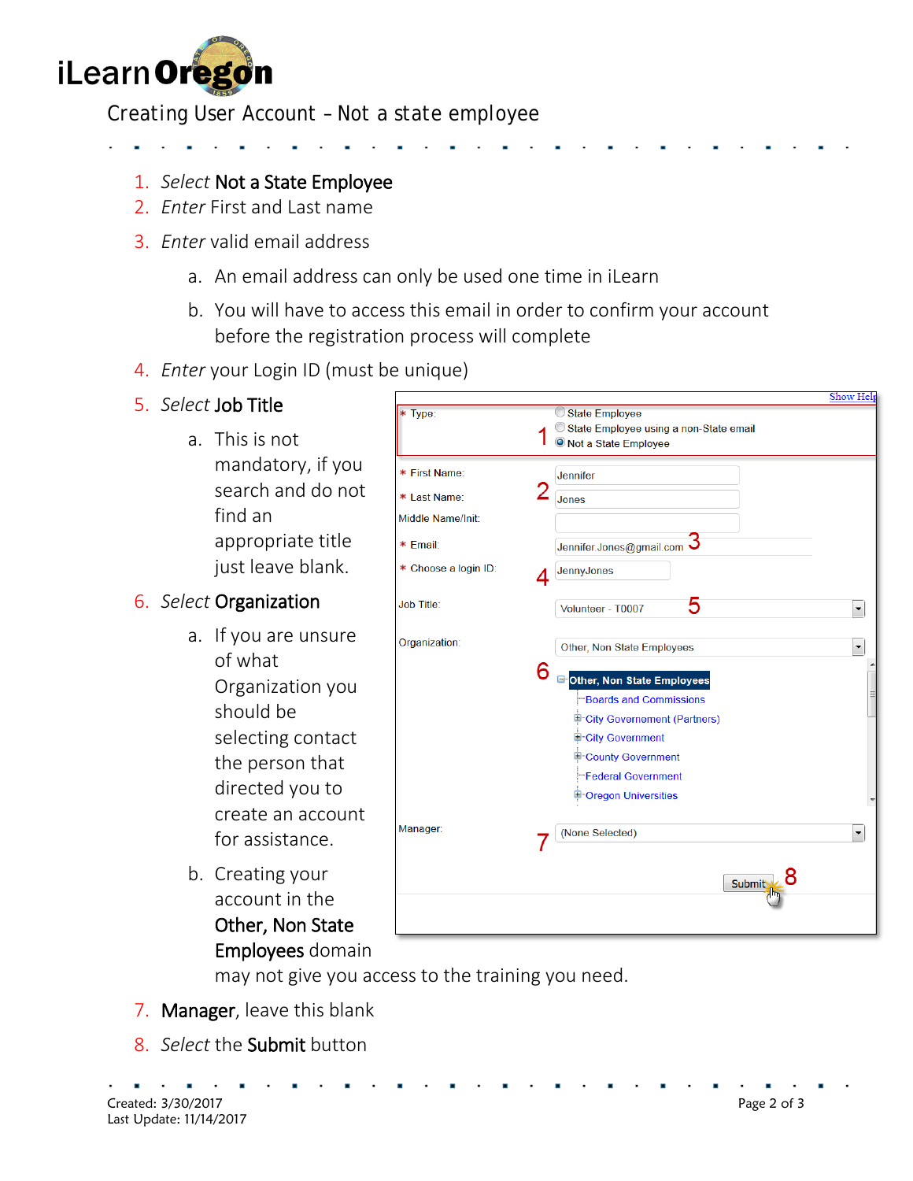# iLearnOregon

## Creating User Account – Not a state employee

1. *Select* **Not a State Employee**
2. *Enter* First and Last name
3. *Enter* valid email address
   a. An email address can only be used one time in iLearn
   b. You will have to access this email in order to confirm your account before the registration process will complete
4. *Enter* your Login ID (must be unique)
5. *Select* **Job Title**
   a. This is not mandatory, if you search and do not find an appropriate title just leave blank.
6. *Select* **Organization**
   a. If you are unsure of what Organization you should be selecting contact the person that directed you to create an account for assistance.
   b. Creating your account in the **Other, Non State Employees** domain may not give you access to the training you need.
7. **Manager**, leave this blank
8. *Select* the **Submit** button

Created: 3/30/2017
Last Update: 11/14/2017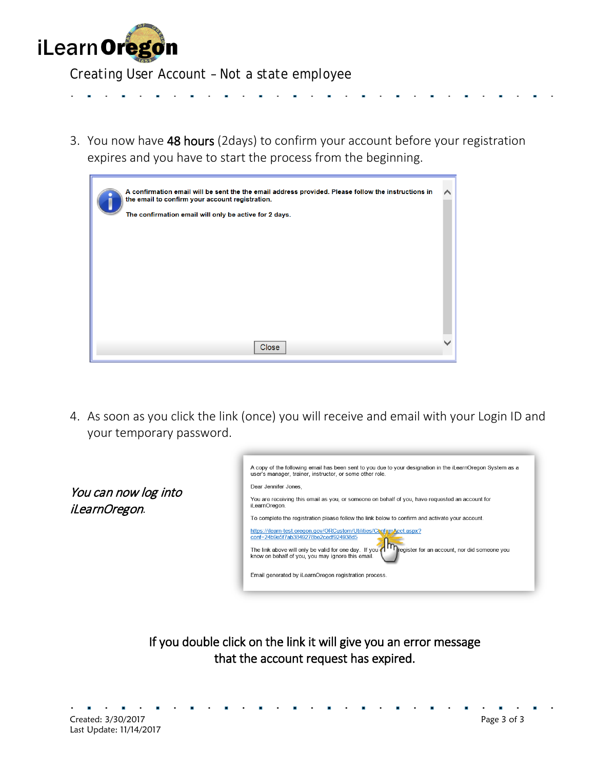3. You now have **48 hours** (2days) to confirm your account before your registration expires and you have to start the process from the beginning.

A confirmation email will be sent the the email address provided. Please follow the instructions in the email to confirm your account registration.

The confirmation email will only be active for 2 days.

Close

4. As soon as you click the link (once) you will receive and email with your Login ID and your temporary password.

*You can now log into iLearnOregon.*

A copy of the following email has been sent to you due to your designation in the iLearnOregon System as a user's manager, trainer, instructor, or some other role.

Dear Jennifer Jones,

You are receiving this email as you, or someone on behalf of you, have requested an account for iLearnOregon.

To complete the registration please follow the link below to confirm and activate your account.

https://ilearn-test.oregon.gov/ORCustom/Utilities/ConfirmAcct.aspx?conf=24b9e5f7ab3849278be2cedf924938d5

The link above will only be valid for one day. If you did not register for an account, nor did someone you know on behalf of you, you may ignore this email.

Email generated by iLearnOregon registration process.

If you double click on the link it will give you an error message that the account request has expired.